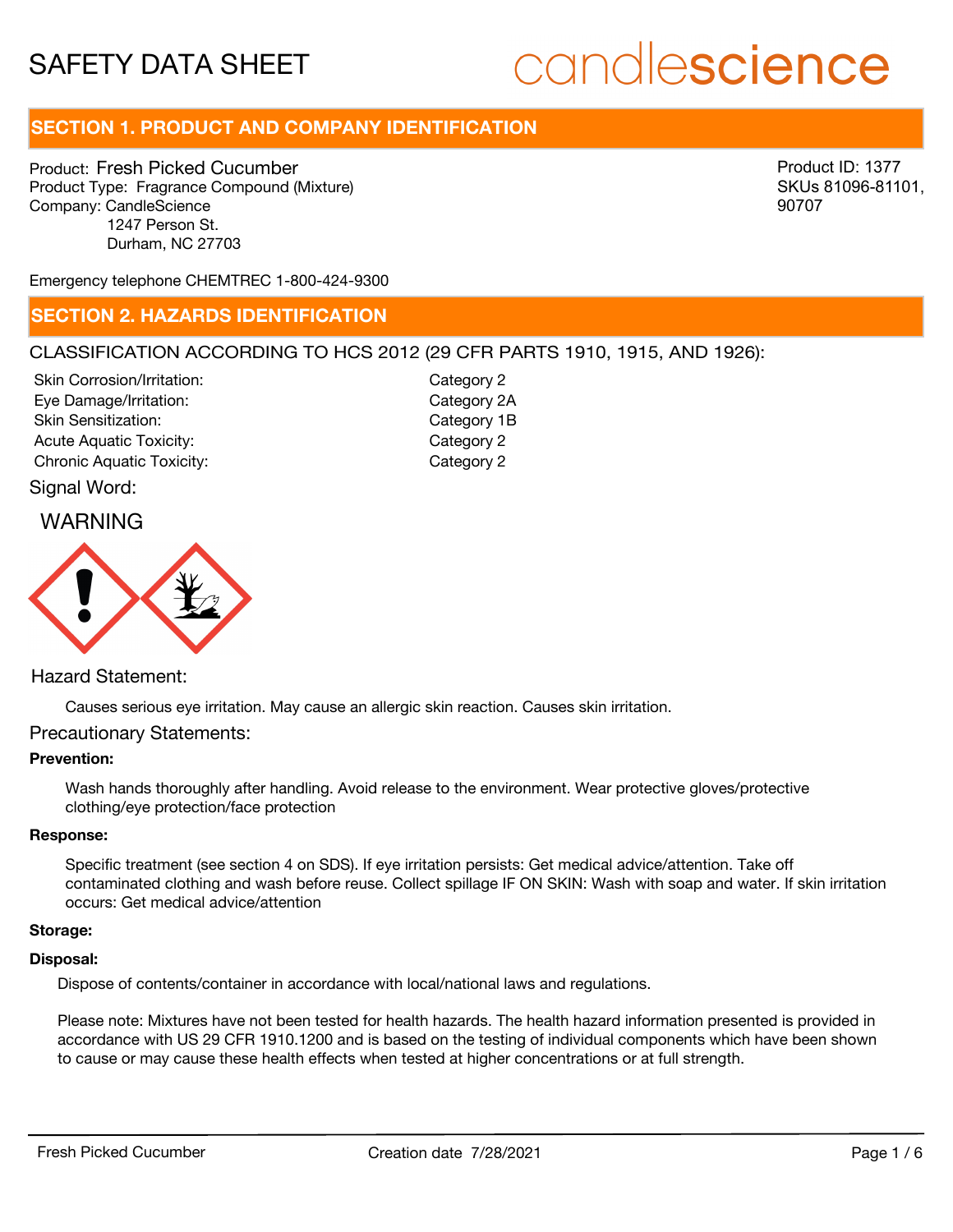# SAFETY DATA SHEET

candlescience

## SECTION 1. PRODUCT AND COMPANY IDENTIFICATION

Product: Fresh Picked Cucumber
Product Type: Fragrance Compound (Mixture)
Company: CandleScience
1247 Person St.
Durham, NC 27703

Product ID: 1377
SKUs 81096-81101, 90707

Emergency telephone CHEMTREC 1-800-424-9300

## SECTION 2. HAZARDS IDENTIFICATION

CLASSIFICATION ACCORDING TO HCS 2012 (29 CFR PARTS 1910, 1915, AND 1926):

| | |
|---|---|
| Skin Corrosion/Irritation: | Category 2 |
| Eye Damage/Irritation: | Category 2A |
| Skin Sensitization: | Category 1B |
| Acute Aquatic Toxicity: | Category 2 |
| Chronic Aquatic Toxicity: | Category 2 |

Signal Word:

WARNING

Hazard Statement:

Causes serious eye irritation. May cause an allergic skin reaction. Causes skin irritation.

Precautionary Statements:

**Prevention:**

Wash hands thoroughly after handling. Avoid release to the environment. Wear protective gloves/protective clothing/eye protection/face protection

**Response:**

Specific treatment (see section 4 on SDS). If eye irritation persists: Get medical advice/attention. Take off contaminated clothing and wash before reuse. Collect spillage IF ON SKIN: Wash with soap and water. If skin irritation occurs: Get medical advice/attention

**Storage:**

**Disposal:**

Dispose of contents/container in accordance with local/national laws and regulations.

Please note: Mixtures have not been tested for health hazards. The health hazard information presented is provided in accordance with US 29 CFR 1910.1200 and is based on the testing of individual components which have been shown to cause or may cause these health effects when tested at higher concentrations or at full strength.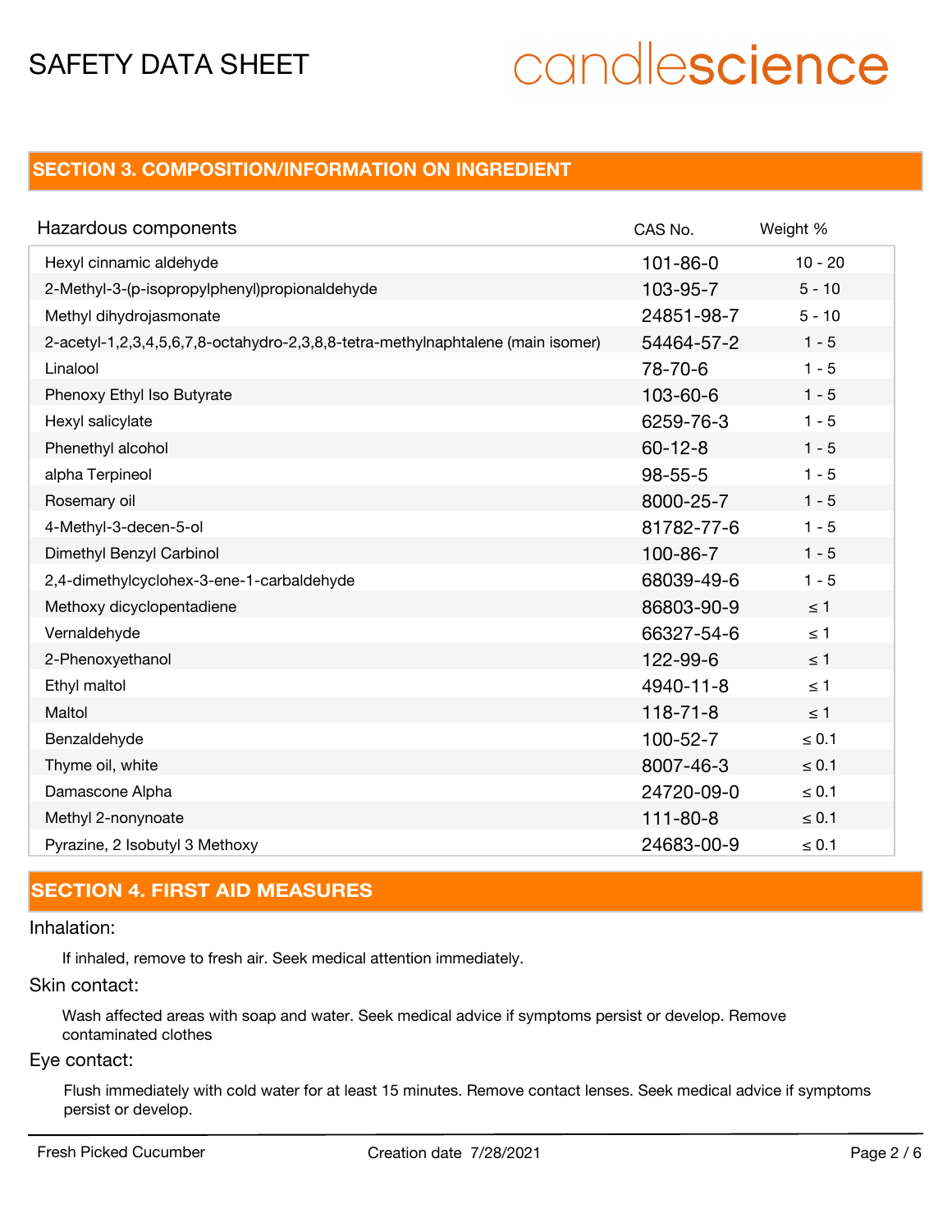## SECTION 3. COMPOSITION/INFORMATION ON INGREDIENT

| Hazardous components | CAS No. | Weight % |
| --- | --- | --- |
| Hexyl cinnamic aldehyde | 101-86-0 | 10 - 20 |
| 2-Methyl-3-(p-isopropylphenyl)propionaldehyde | 103-95-7 | 5 - 10 |
| Methyl dihydrojasmonate | 24851-98-7 | 5 - 10 |
| 2-acetyl-1,2,3,4,5,6,7,8-octahydro-2,3,8,8-tetra-methylnaphtalene (main isomer) | 54464-57-2 | 1 - 5 |
| Linalool | 78-70-6 | 1 - 5 |
| Phenoxy Ethyl Iso Butyrate | 103-60-6 | 1 - 5 |
| Hexyl salicylate | 6259-76-3 | 1 - 5 |
| Phenethyl alcohol | 60-12-8 | 1 - 5 |
| alpha Terpineol | 98-55-5 | 1 - 5 |
| Rosemary oil | 8000-25-7 | 1 - 5 |
| 4-Methyl-3-decen-5-ol | 81782-77-6 | 1 - 5 |
| Dimethyl Benzyl Carbinol | 100-86-7 | 1 - 5 |
| 2,4-dimethylcyclohex-3-ene-1-carbaldehyde | 68039-49-6 | 1 - 5 |
| Methoxy dicyclopentadiene | 86803-90-9 | ≤ 1 |
| Vernaldehyde | 66327-54-6 | ≤ 1 |
| 2-Phenoxyethanol | 122-99-6 | ≤ 1 |
| Ethyl maltol | 4940-11-8 | ≤ 1 |
| Maltol | 118-71-8 | ≤ 1 |
| Benzaldehyde | 100-52-7 | ≤ 0.1 |
| Thyme oil, white | 8007-46-3 | ≤ 0.1 |
| Damascone Alpha | 24720-09-0 | ≤ 0.1 |
| Methyl 2-nonynoate | 111-80-8 | ≤ 0.1 |
| Pyrazine, 2 Isobutyl 3 Methoxy | 24683-00-9 | ≤ 0.1 |

## SECTION 4. FIRST AID MEASURES

### Inhalation:

If inhaled, remove to fresh air. Seek medical attention immediately.

### Skin contact:

Wash affected areas with soap and water. Seek medical advice if symptoms persist or develop. Remove contaminated clothes

### Eye contact:

Flush immediately with cold water for at least 15 minutes. Remove contact lenses. Seek medical advice if symptoms persist or develop.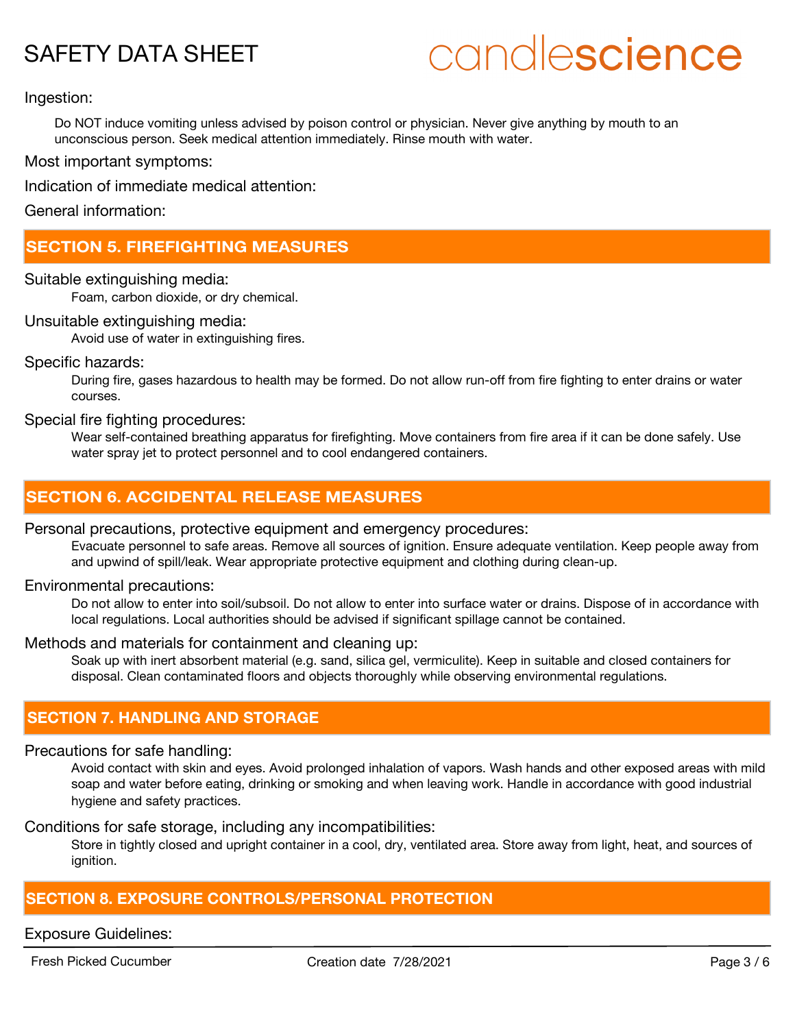Ingestion:

Do NOT induce vomiting unless advised by poison control or physician. Never give anything by mouth to an unconscious person. Seek medical attention immediately. Rinse mouth with water.

Most important symptoms:

Indication of immediate medical attention:

General information:

## SECTION 5. FIREFIGHTING MEASURES

Suitable extinguishing media:

Foam, carbon dioxide, or dry chemical.

Unsuitable extinguishing media:

Avoid use of water in extinguishing fires.

Specific hazards:

During fire, gases hazardous to health may be formed. Do not allow run-off from fire fighting to enter drains or water courses.

Special fire fighting procedures:

Wear self-contained breathing apparatus for firefighting. Move containers from fire area if it can be done safely. Use water spray jet to protect personnel and to cool endangered containers.

## SECTION 6. ACCIDENTAL RELEASE MEASURES

Personal precautions, protective equipment and emergency procedures:

Evacuate personnel to safe areas. Remove all sources of ignition. Ensure adequate ventilation. Keep people away from and upwind of spill/leak. Wear appropriate protective equipment and clothing during clean-up.

Environmental precautions:

Do not allow to enter into soil/subsoil. Do not allow to enter into surface water or drains. Dispose of in accordance with local regulations. Local authorities should be advised if significant spillage cannot be contained.

Methods and materials for containment and cleaning up:

Soak up with inert absorbent material (e.g. sand, silica gel, vermiculite). Keep in suitable and closed containers for disposal. Clean contaminated floors and objects thoroughly while observing environmental regulations.

## SECTION 7. HANDLING AND STORAGE

Precautions for safe handling:

Avoid contact with skin and eyes. Avoid prolonged inhalation of vapors. Wash hands and other exposed areas with mild soap and water before eating, drinking or smoking and when leaving work. Handle in accordance with good industrial hygiene and safety practices.

Conditions for safe storage, including any incompatibilities:

Store in tightly closed and upright container in a cool, dry, ventilated area. Store away from light, heat, and sources of ignition.

## SECTION 8. EXPOSURE CONTROLS/PERSONAL PROTECTION

Exposure Guidelines: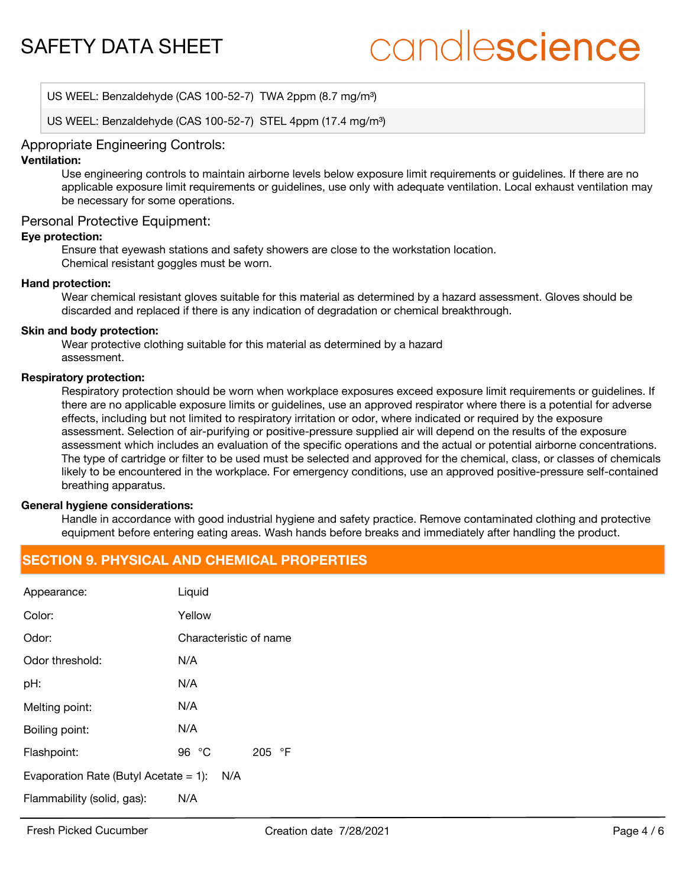| US WEEL: Benzaldehyde (CAS 100-52-7) TWA 2ppm (8.7 mg/m³) |
| --- |
| US WEEL: Benzaldehyde (CAS 100-52-7) STEL 4ppm (17.4 mg/m³) |

### Appropriate Engineering Controls:

**Ventilation:**

Use engineering controls to maintain airborne levels below exposure limit requirements or guidelines. If there are no applicable exposure limit requirements or guidelines, use only with adequate ventilation. Local exhaust ventilation may be necessary for some operations.

### Personal Protective Equipment:

**Eye protection:**

Ensure that eyewash stations and safety showers are close to the workstation location.
Chemical resistant goggles must be worn.

**Hand protection:**

Wear chemical resistant gloves suitable for this material as determined by a hazard assessment. Gloves should be discarded and replaced if there is any indication of degradation or chemical breakthrough.

**Skin and body protection:**

Wear protective clothing suitable for this material as determined by a hazard assessment.

**Respiratory protection:**

Respiratory protection should be worn when workplace exposures exceed exposure limit requirements or guidelines. If there are no applicable exposure limits or guidelines, use an approved respirator where there is a potential for adverse effects, including but not limited to respiratory irritation or odor, where indicated or required by the exposure assessment. Selection of air-purifying or positive-pressure supplied air will depend on the results of the exposure assessment which includes an evaluation of the specific operations and the actual or potential airborne concentrations. The type of cartridge or filter to be used must be selected and approved for the chemical, class, or classes of chemicals likely to be encountered in the workplace. For emergency conditions, use an approved positive-pressure self-contained breathing apparatus.

**General hygiene considerations:**

Handle in accordance with good industrial hygiene and safety practice. Remove contaminated clothing and protective equipment before entering eating areas. Wash hands before breaks and immediately after handling the product.

## SECTION 9. PHYSICAL AND CHEMICAL PROPERTIES

| | |
| --- | --- |
| Appearance: | Liquid |
| Color: | Yellow |
| Odor: | Characteristic of name |
| Odor threshold: | N/A |
| pH: | N/A |
| Melting point: | N/A |
| Boiling point: | N/A |
| Flashpoint: | 96 °C 205 °F |
| Evaporation Rate (Butyl Acetate = 1): | N/A |
| Flammability (solid, gas): | N/A |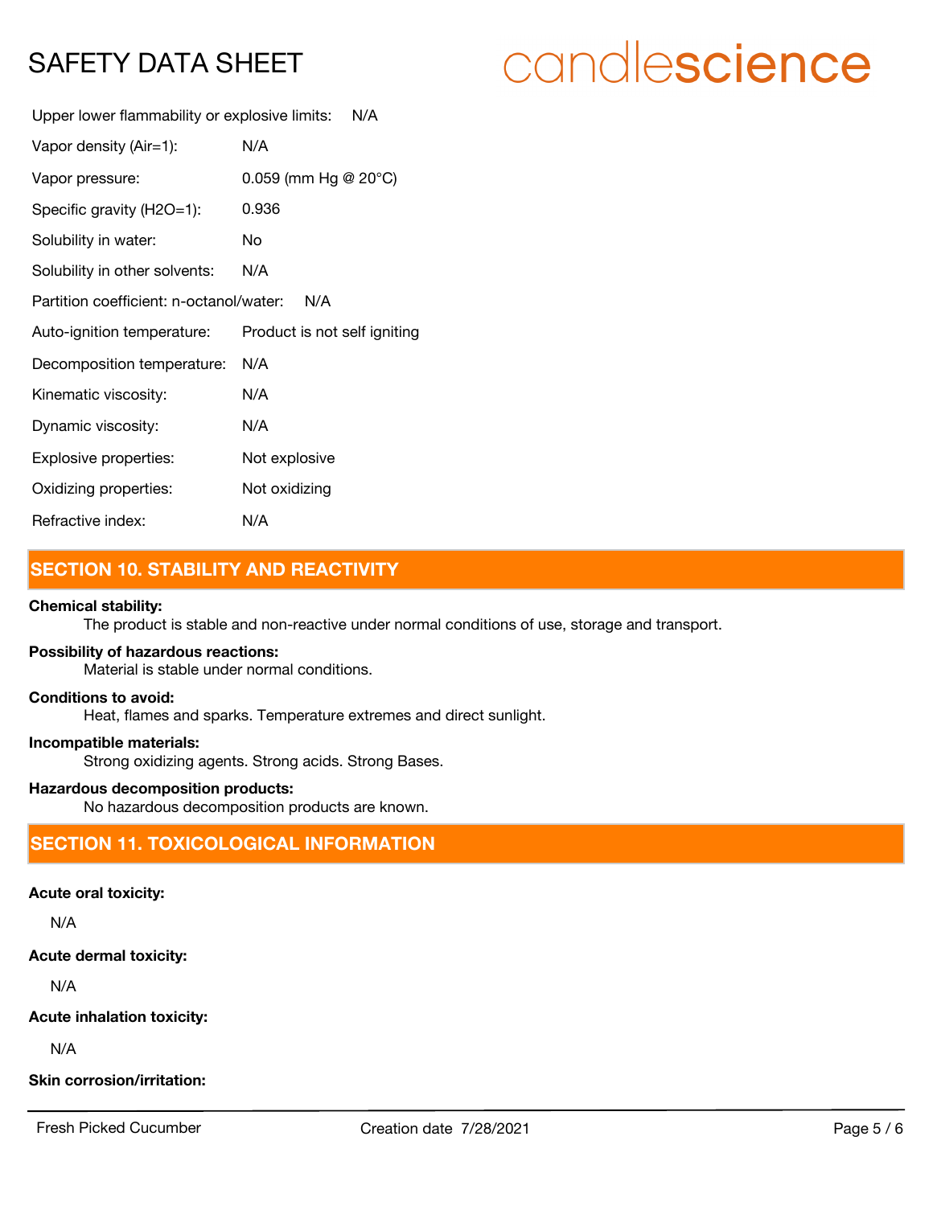Upper lower flammability or explosive limits: N/A

Vapor density (Air=1): N/A

Vapor pressure: 0.059 (mm Hg @ 20°C)

Specific gravity (H2O=1): 0.936

Solubility in water: No

Solubility in other solvents: N/A

Partition coefficient: n-octanol/water: N/A

Auto-ignition temperature: Product is not self igniting

Decomposition temperature: N/A

Kinematic viscosity: N/A

Dynamic viscosity: N/A

Explosive properties: Not explosive

Oxidizing properties: Not oxidizing

Refractive index: N/A

## SECTION 10. STABILITY AND REACTIVITY

**Chemical stability:**

The product is stable and non-reactive under normal conditions of use, storage and transport.

**Possibility of hazardous reactions:**

Material is stable under normal conditions.

**Conditions to avoid:**

Heat, flames and sparks. Temperature extremes and direct sunlight.

**Incompatible materials:**

Strong oxidizing agents. Strong acids. Strong Bases.

**Hazardous decomposition products:**

No hazardous decomposition products are known.

## SECTION 11. TOXICOLOGICAL INFORMATION

**Acute oral toxicity:**

N/A

**Acute dermal toxicity:**

N/A

**Acute inhalation toxicity:**

N/A

**Skin corrosion/irritation:**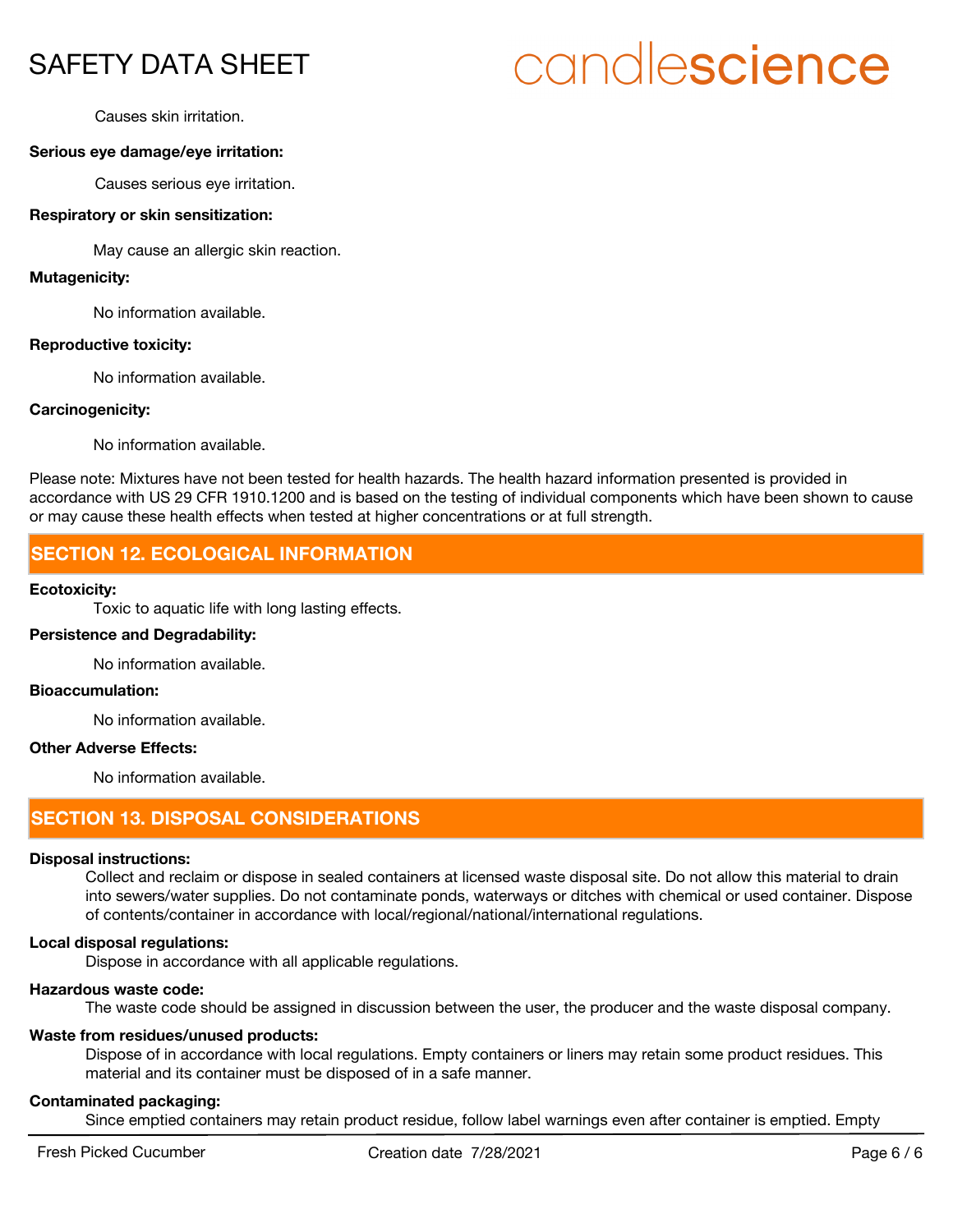Causes skin irritation.

**Serious eye damage/eye irritation:**

Causes serious eye irritation.

**Respiratory or skin sensitization:**

May cause an allergic skin reaction.

**Mutagenicity:**

No information available.

**Reproductive toxicity:**

No information available.

**Carcinogenicity:**

No information available.

Please note: Mixtures have not been tested for health hazards. The health hazard information presented is provided in accordance with US 29 CFR 1910.1200 and is based on the testing of individual components which have been shown to cause or may cause these health effects when tested at higher concentrations or at full strength.

## SECTION 12. ECOLOGICAL INFORMATION

**Ecotoxicity:**

Toxic to aquatic life with long lasting effects.

**Persistence and Degradability:**

No information available.

**Bioaccumulation:**

No information available.

**Other Adverse Effects:**

No information available.

## SECTION 13. DISPOSAL CONSIDERATIONS

**Disposal instructions:**

Collect and reclaim or dispose in sealed containers at licensed waste disposal site. Do not allow this material to drain into sewers/water supplies. Do not contaminate ponds, waterways or ditches with chemical or used container. Dispose of contents/container in accordance with local/regional/national/international regulations.

**Local disposal regulations:**

Dispose in accordance with all applicable regulations.

**Hazardous waste code:**

The waste code should be assigned in discussion between the user, the producer and the waste disposal company.

**Waste from residues/unused products:**

Dispose of in accordance with local regulations. Empty containers or liners may retain some product residues. This material and its container must be disposed of in a safe manner.

**Contaminated packaging:**

Since emptied containers may retain product residue, follow label warnings even after container is emptied. Empty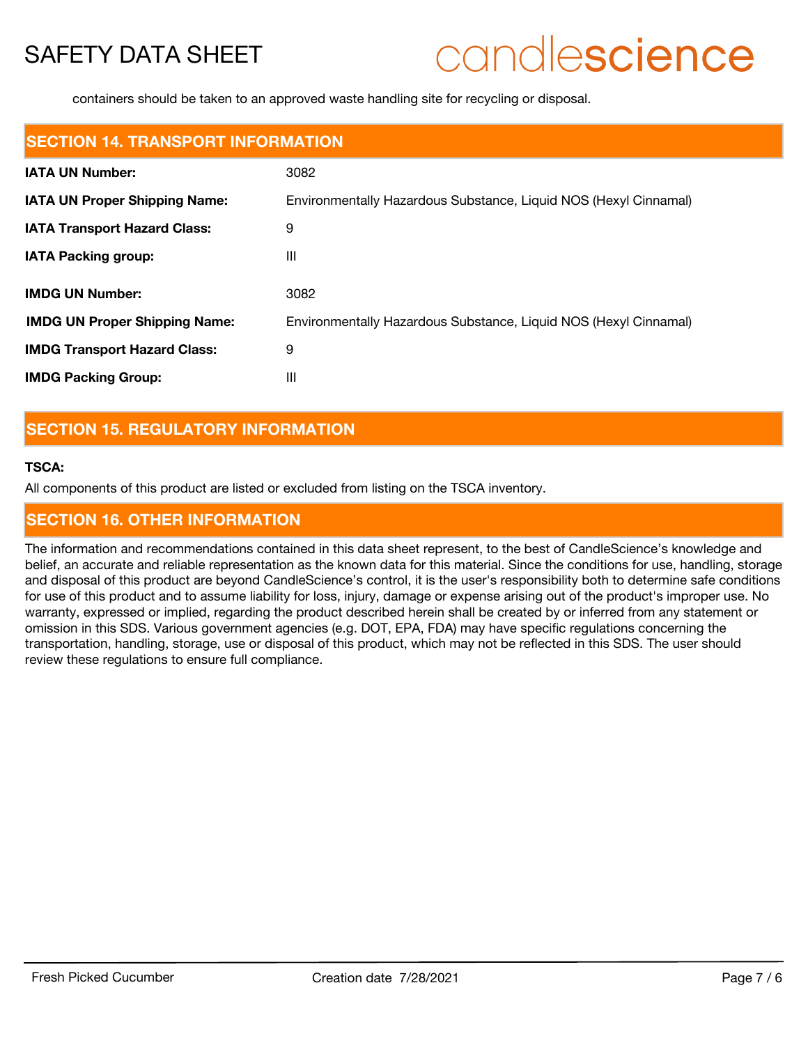containers should be taken to an approved waste handling site for recycling or disposal.

## SECTION 14. TRANSPORT INFORMATION

| | |
|---|---|
| **IATA UN Number:** | 3082 |
| **IATA UN Proper Shipping Name:** | Environmentally Hazardous Substance, Liquid NOS (Hexyl Cinnamal) |
| **IATA Transport Hazard Class:** | 9 |
| **IATA Packing group:** | III |
| **IMDG UN Number:** | 3082 |
| **IMDG UN Proper Shipping Name:** | Environmentally Hazardous Substance, Liquid NOS (Hexyl Cinnamal) |
| **IMDG Transport Hazard Class:** | 9 |
| **IMDG Packing Group:** | III |

## SECTION 15. REGULATORY INFORMATION

**TSCA:**

All components of this product are listed or excluded from listing on the TSCA inventory.

## SECTION 16. OTHER INFORMATION

The information and recommendations contained in this data sheet represent, to the best of CandleScience's knowledge and belief, an accurate and reliable representation as the known data for this material. Since the conditions for use, handling, storage and disposal of this product are beyond CandleScience's control, it is the user's responsibility both to determine safe conditions for use of this product and to assume liability for loss, injury, damage or expense arising out of the product's improper use. No warranty, expressed or implied, regarding the product described herein shall be created by or inferred from any statement or omission in this SDS. Various government agencies (e.g. DOT, EPA, FDA) may have specific regulations concerning the transportation, handling, storage, use or disposal of this product, which may not be reflected in this SDS. The user should review these regulations to ensure full compliance.